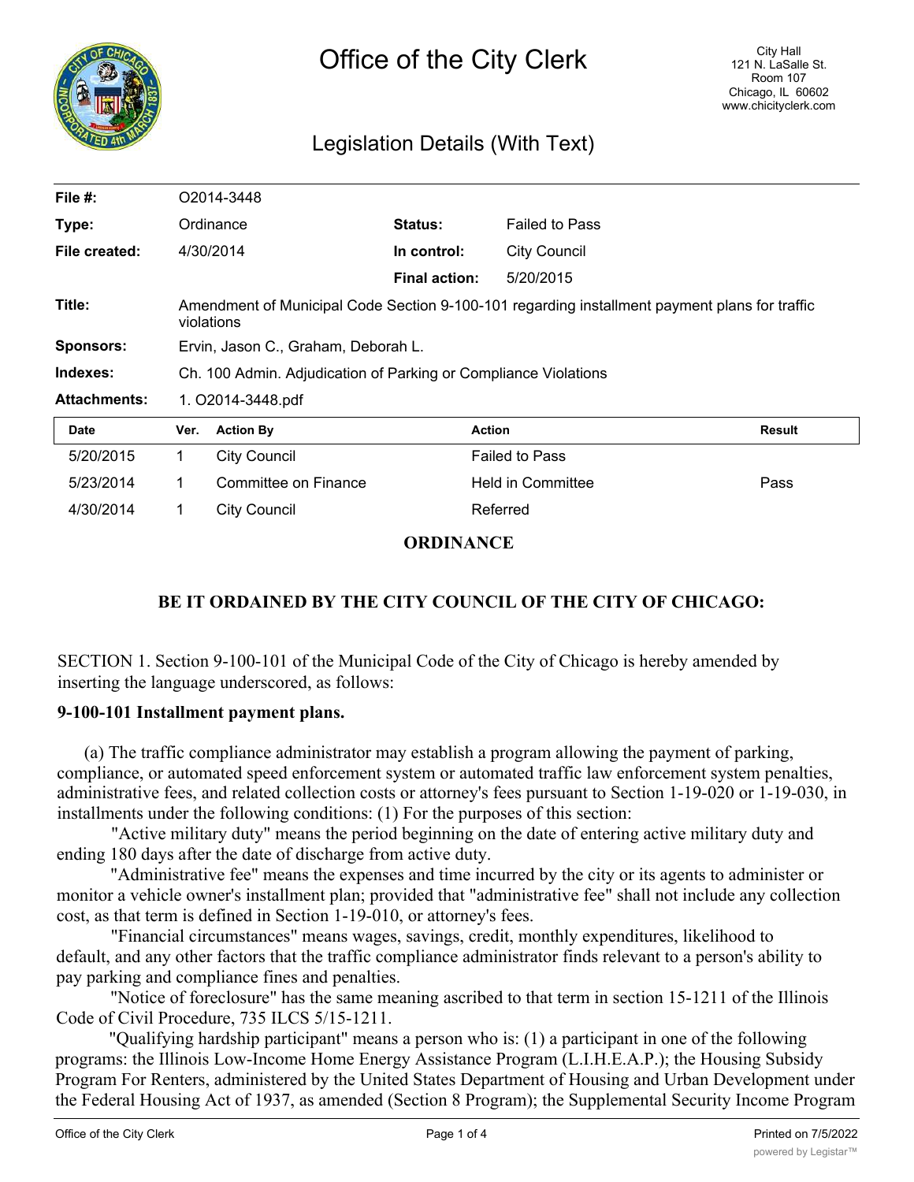# Office of the City Clerk

City Hall
121 N. LaSalle St.
Room 107
Chicago, IL 60602
www.chicityclerk.com

## Legislation Details (With Text)

| | | | |
|---|---|---|---|
| **File #:** | O2014-3448 | | |
| **Type:** | Ordinance | **Status:** | Failed to Pass |
| **File created:** | 4/30/2014 | **In control:** | City Council |
| | | **Final action:** | 5/20/2015 |
| **Title:** | Amendment of Municipal Code Section 9-100-101 regarding installment payment plans for traffic violations | | |
| **Sponsors:** | Ervin, Jason C., Graham, Deborah L. | | |
| **Indexes:** | Ch. 100 Admin. Adjudication of Parking or Compliance Violations | | |
| **Attachments:** | 1. O2014-3448.pdf | | |

| Date | Ver. | Action By | Action | Result |
|---|---|---|---|---|
| 5/20/2015 | 1 | City Council | Failed to Pass | |
| 5/23/2014 | 1 | Committee on Finance | Held in Committee | Pass |
| 4/30/2014 | 1 | City Council | Referred | |

**ORDINANCE**

**BE IT ORDAINED BY THE CITY COUNCIL OF THE CITY OF CHICAGO:**

SECTION 1. Section 9-100-101 of the Municipal Code of the City of Chicago is hereby amended by inserting the language underscored, as follows:

**9-100-101 Installment payment plans.**

(a) The traffic compliance administrator may establish a program allowing the payment of parking, compliance, or automated speed enforcement system or automated traffic law enforcement system penalties, administrative fees, and related collection costs or attorney's fees pursuant to Section 1-19-020 or 1-19-030, in installments under the following conditions: (1) For the purposes of this section:

"Active military duty" means the period beginning on the date of entering active military duty and ending 180 days after the date of discharge from active duty.

"Administrative fee" means the expenses and time incurred by the city or its agents to administer or monitor a vehicle owner's installment plan; provided that "administrative fee" shall not include any collection cost, as that term is defined in Section 1-19-010, or attorney's fees.

"Financial circumstances" means wages, savings, credit, monthly expenditures, likelihood to default, and any other factors that the traffic compliance administrator finds relevant to a person's ability to pay parking and compliance fines and penalties.

"Notice of foreclosure" has the same meaning ascribed to that term in section 15-1211 of the Illinois Code of Civil Procedure, 735 ILCS 5/15-1211.

"Qualifying hardship participant" means a person who is: (1) a participant in one of the following programs: the Illinois Low-Income Home Energy Assistance Program (L.I.H.E.A.P.); the Housing Subsidy Program For Renters, administered by the United States Department of Housing and Urban Development under the Federal Housing Act of 1937, as amended (Section 8 Program); the Supplemental Security Income Program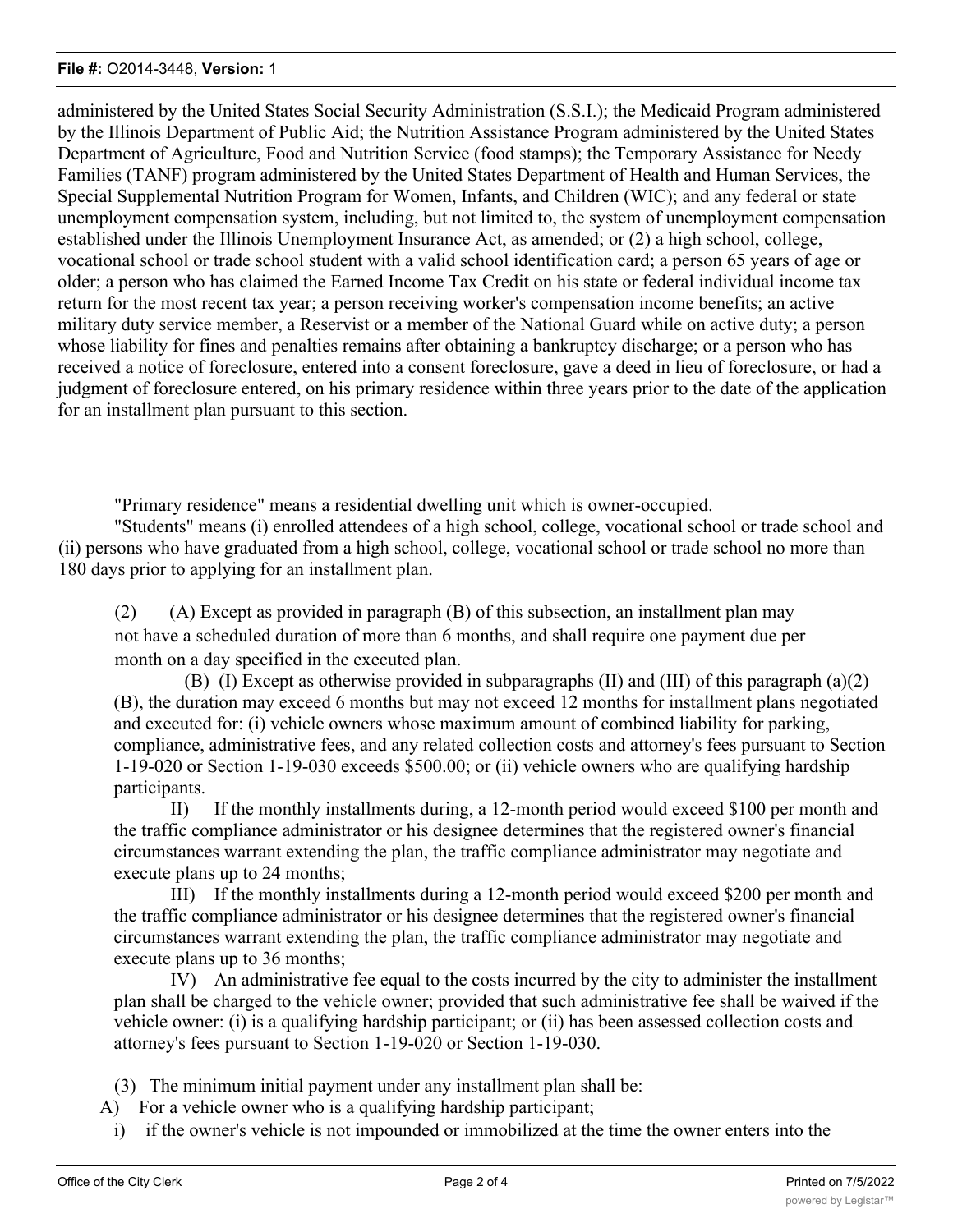administered by the United States Social Security Administration (S.S.I.); the Medicaid Program administered by the Illinois Department of Public Aid; the Nutrition Assistance Program administered by the United States Department of Agriculture, Food and Nutrition Service (food stamps); the Temporary Assistance for Needy Families (TANF) program administered by the United States Department of Health and Human Services, the Special Supplemental Nutrition Program for Women, Infants, and Children (WIC); and any federal or state unemployment compensation system, including, but not limited to, the system of unemployment compensation established under the Illinois Unemployment Insurance Act, as amended; or (2) a high school, college, vocational school or trade school student with a valid school identification card; a person 65 years of age or older; a person who has claimed the Earned Income Tax Credit on his state or federal individual income tax return for the most recent tax year; a person receiving worker's compensation income benefits; an active military duty service member, a Reservist or a member of the National Guard while on active duty; a person whose liability for fines and penalties remains after obtaining a bankruptcy discharge; or a person who has received a notice of foreclosure, entered into a consent foreclosure, gave a deed in lieu of foreclosure, or had a judgment of foreclosure entered, on his primary residence within three years prior to the date of the application for an installment plan pursuant to this section.

"Primary residence" means a residential dwelling unit which is owner-occupied.

"Students" means (i) enrolled attendees of a high school, college, vocational school or trade school and (ii) persons who have graduated from a high school, college, vocational school or trade school no more than 180 days prior to applying for an installment plan.

(2) (A) Except as provided in paragraph (B) of this subsection, an installment plan may not have a scheduled duration of more than 6 months, and shall require one payment due per month on a day specified in the executed plan.

(B) (I) Except as otherwise provided in subparagraphs (II) and (III) of this paragraph (a)(2)(B), the duration may exceed 6 months but may not exceed 12 months for installment plans negotiated and executed for: (i) vehicle owners whose maximum amount of combined liability for parking, compliance, administrative fees, and any related collection costs and attorney's fees pursuant to Section 1-19-020 or Section 1-19-030 exceeds $500.00; or (ii) vehicle owners who are qualifying hardship participants.

II) If the monthly installments during, a 12-month period would exceed $100 per month and the traffic compliance administrator or his designee determines that the registered owner's financial circumstances warrant extending the plan, the traffic compliance administrator may negotiate and execute plans up to 24 months;

III) If the monthly installments during a 12-month period would exceed $200 per month and the traffic compliance administrator or his designee determines that the registered owner's financial circumstances warrant extending the plan, the traffic compliance administrator may negotiate and execute plans up to 36 months;

IV) An administrative fee equal to the costs incurred by the city to administer the installment plan shall be charged to the vehicle owner; provided that such administrative fee shall be waived if the vehicle owner: (i) is a qualifying hardship participant; or (ii) has been assessed collection costs and attorney's fees pursuant to Section 1-19-020 or Section 1-19-030.

(3) The minimum initial payment under any installment plan shall be:

A) For a vehicle owner who is a qualifying hardship participant;

i) if the owner's vehicle is not impounded or immobilized at the time the owner enters into the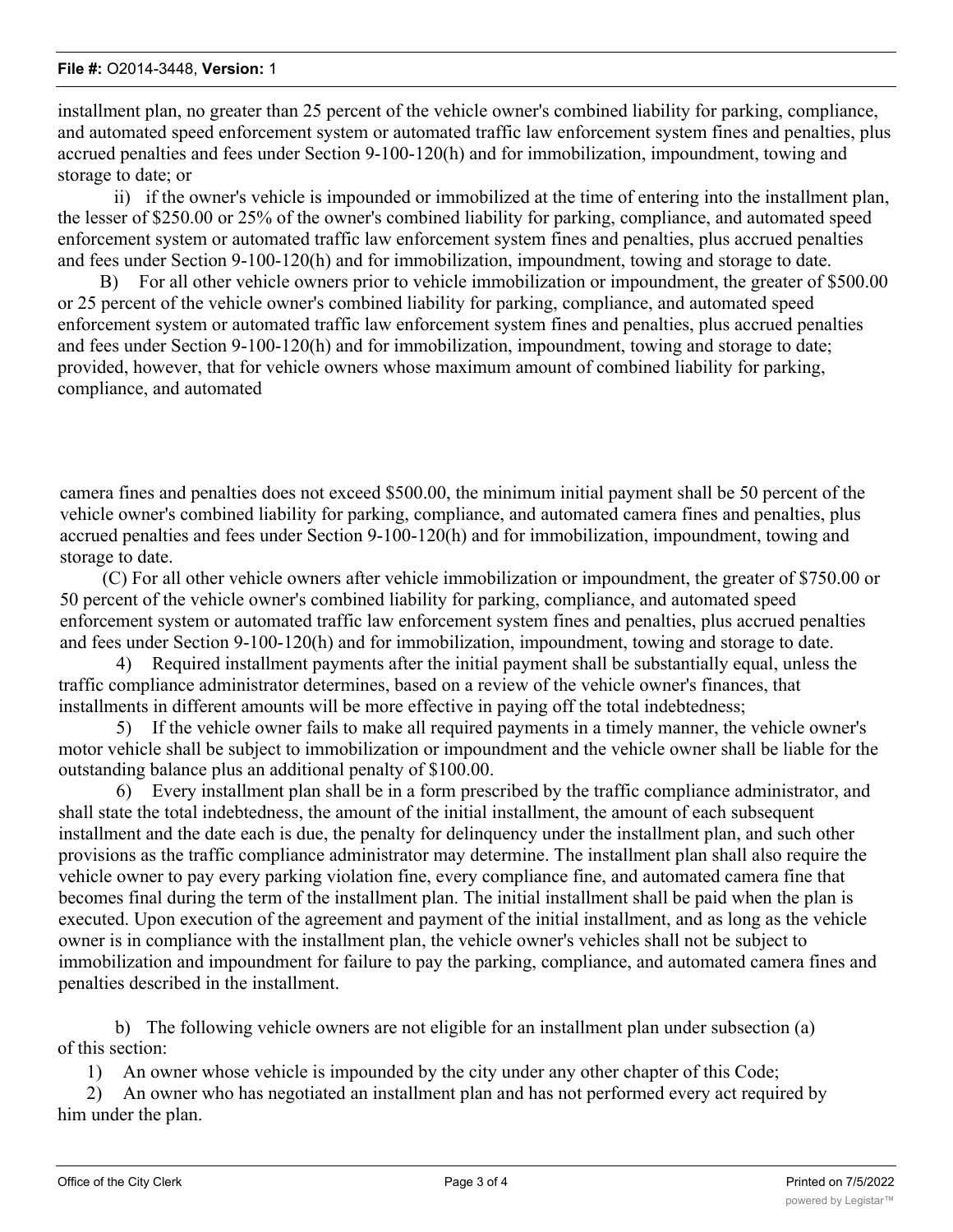installment plan, no greater than 25 percent of the vehicle owner's combined liability for parking, compliance, and automated speed enforcement system or automated traffic law enforcement system fines and penalties, plus accrued penalties and fees under Section 9-100-120(h) and for immobilization, impoundment, towing and storage to date; or

ii) if the owner's vehicle is impounded or immobilized at the time of entering into the installment plan, the lesser of $250.00 or 25% of the owner's combined liability for parking, compliance, and automated speed enforcement system or automated traffic law enforcement system fines and penalties, plus accrued penalties and fees under Section 9-100-120(h) and for immobilization, impoundment, towing and storage to date.

B) For all other vehicle owners prior to vehicle immobilization or impoundment, the greater of $500.00 or 25 percent of the vehicle owner's combined liability for parking, compliance, and automated speed enforcement system or automated traffic law enforcement system fines and penalties, plus accrued penalties and fees under Section 9-100-120(h) and for immobilization, impoundment, towing and storage to date; provided, however, that for vehicle owners whose maximum amount of combined liability for parking, compliance, and automated camera fines and penalties does not exceed $500.00, the minimum initial payment shall be 50 percent of the vehicle owner's combined liability for parking, compliance, and automated camera fines and penalties, plus accrued penalties and fees under Section 9-100-120(h) and for immobilization, impoundment, towing and storage to date.

(C) For all other vehicle owners after vehicle immobilization or impoundment, the greater of $750.00 or 50 percent of the vehicle owner's combined liability for parking, compliance, and automated speed enforcement system or automated traffic law enforcement system fines and penalties, plus accrued penalties and fees under Section 9-100-120(h) and for immobilization, impoundment, towing and storage to date.

4) Required installment payments after the initial payment shall be substantially equal, unless the traffic compliance administrator determines, based on a review of the vehicle owner's finances, that installments in different amounts will be more effective in paying off the total indebtedness;

5) If the vehicle owner fails to make all required payments in a timely manner, the vehicle owner's motor vehicle shall be subject to immobilization or impoundment and the vehicle owner shall be liable for the outstanding balance plus an additional penalty of $100.00.

6) Every installment plan shall be in a form prescribed by the traffic compliance administrator, and shall state the total indebtedness, the amount of the initial installment, the amount of each subsequent installment and the date each is due, the penalty for delinquency under the installment plan, and such other provisions as the traffic compliance administrator may determine. The installment plan shall also require the vehicle owner to pay every parking violation fine, every compliance fine, and automated camera fine that becomes final during the term of the installment plan. The initial installment shall be paid when the plan is executed. Upon execution of the agreement and payment of the initial installment, and as long as the vehicle owner is in compliance with the installment plan, the vehicle owner's vehicles shall not be subject to immobilization and impoundment for failure to pay the parking, compliance, and automated camera fines and penalties described in the installment.

b) The following vehicle owners are not eligible for an installment plan under subsection (a) of this section:

1) An owner whose vehicle is impounded by the city under any other chapter of this Code;

2) An owner who has negotiated an installment plan and has not performed every act required by him under the plan.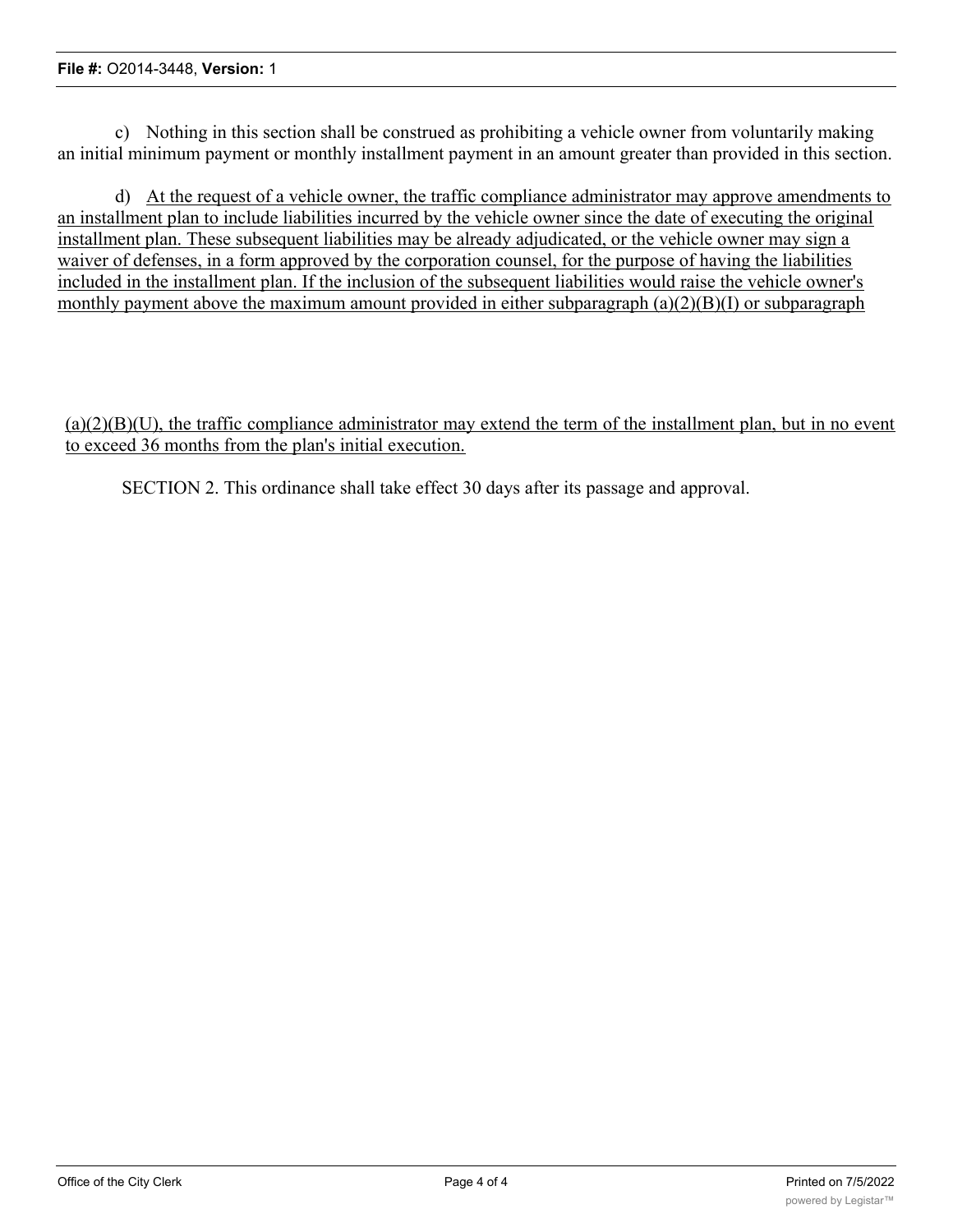c) Nothing in this section shall be construed as prohibiting a vehicle owner from voluntarily making an initial minimum payment or monthly installment payment in an amount greater than provided in this section.

d) <u>At the request of a vehicle owner, the traffic compliance administrator may approve amendments to an installment plan to include liabilities incurred by the vehicle owner since the date of executing the original installment plan. These subsequent liabilities may be already adjudicated, or the vehicle owner may sign a waiver of defenses, in a form approved by the corporation counsel, for the purpose of having the liabilities included in the installment plan. If the inclusion of the subsequent liabilities would raise the vehicle owner's monthly payment above the maximum amount provided in either subparagraph (a)(2)(B)(I) or subparagraph (a)(2)(B)(U), the traffic compliance administrator may extend the term of the installment plan, but in no event to exceed 36 months from the plan's initial execution.</u>

SECTION 2. This ordinance shall take effect 30 days after its passage and approval.